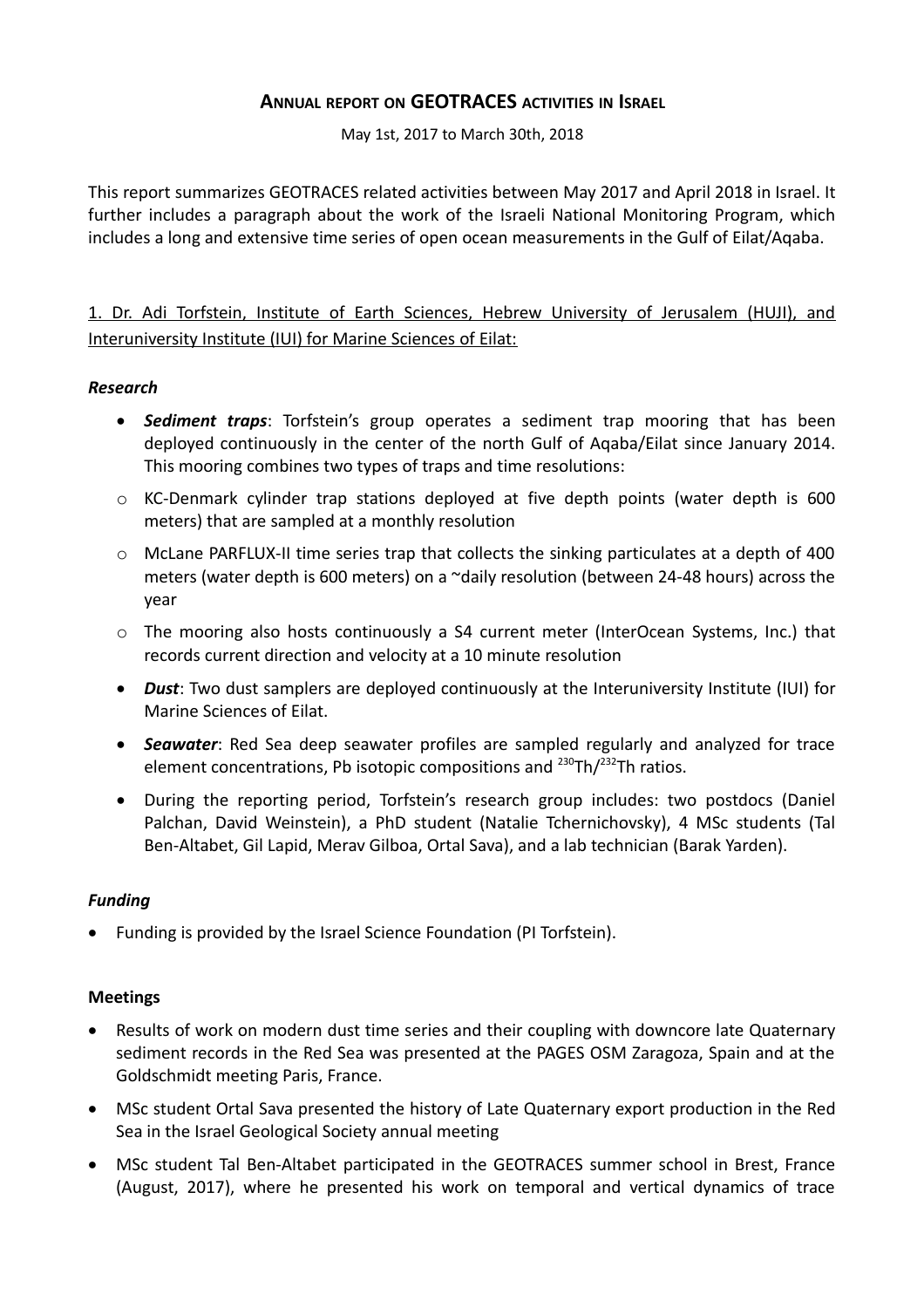# Annual report on GEOTRACES activities in Israel

May 1st, 2017 to March 30th, 2018

This report summarizes GEOTRACES related activities between May 2017 and April 2018 in Israel. It further includes a paragraph about the work of the Israeli National Monitoring Program, which includes a long and extensive time series of open ocean measurements in the Gulf of Eilat/Aqaba.

## 1. Dr. Adi Torfstein, Institute of Earth Sciences, Hebrew University of Jerusalem (HUJI), and Interuniversity Institute (IUI) for Marine Sciences of Eilat:

### *Research*

- ***Sediment traps***: Torfstein's group operates a sediment trap mooring that has been deployed continuously in the center of the north Gulf of Aqaba/Eilat since January 2014. This mooring combines two types of traps and time resolutions:
  - KC-Denmark cylinder trap stations deployed at five depth points (water depth is 600 meters) that are sampled at a monthly resolution
  - McLane PARFLUX-II time series trap that collects the sinking particulates at a depth of 400 meters (water depth is 600 meters) on a ~daily resolution (between 24-48 hours) across the year
  - The mooring also hosts continuously a S4 current meter (InterOcean Systems, Inc.) that records current direction and velocity at a 10 minute resolution
- ***Dust***: Two dust samplers are deployed continuously at the Interuniversity Institute (IUI) for Marine Sciences of Eilat.
- ***Seawater***: Red Sea deep seawater profiles are sampled regularly and analyzed for trace element concentrations, Pb isotopic compositions and $^{230}Th/^{232}Th$ ratios.
- During the reporting period, Torfstein's research group includes: two postdocs (Daniel Palchan, David Weinstein), a PhD student (Natalie Tchernichovsky), 4 MSc students (Tal Ben-Altabet, Gil Lapid, Merav Gilboa, Ortal Sava), and a lab technician (Barak Yarden).

### *Funding*

- Funding is provided by the Israel Science Foundation (PI Torfstein).

### **Meetings**

- Results of work on modern dust time series and their coupling with downcore late Quaternary sediment records in the Red Sea was presented at the PAGES OSM Zaragoza, Spain and at the Goldschmidt meeting Paris, France.
- MSc student Ortal Sava presented the history of Late Quaternary export production in the Red Sea in the Israel Geological Society annual meeting
- MSc student Tal Ben-Altabet participated in the GEOTRACES summer school in Brest, France (August, 2017), where he presented his work on temporal and vertical dynamics of trace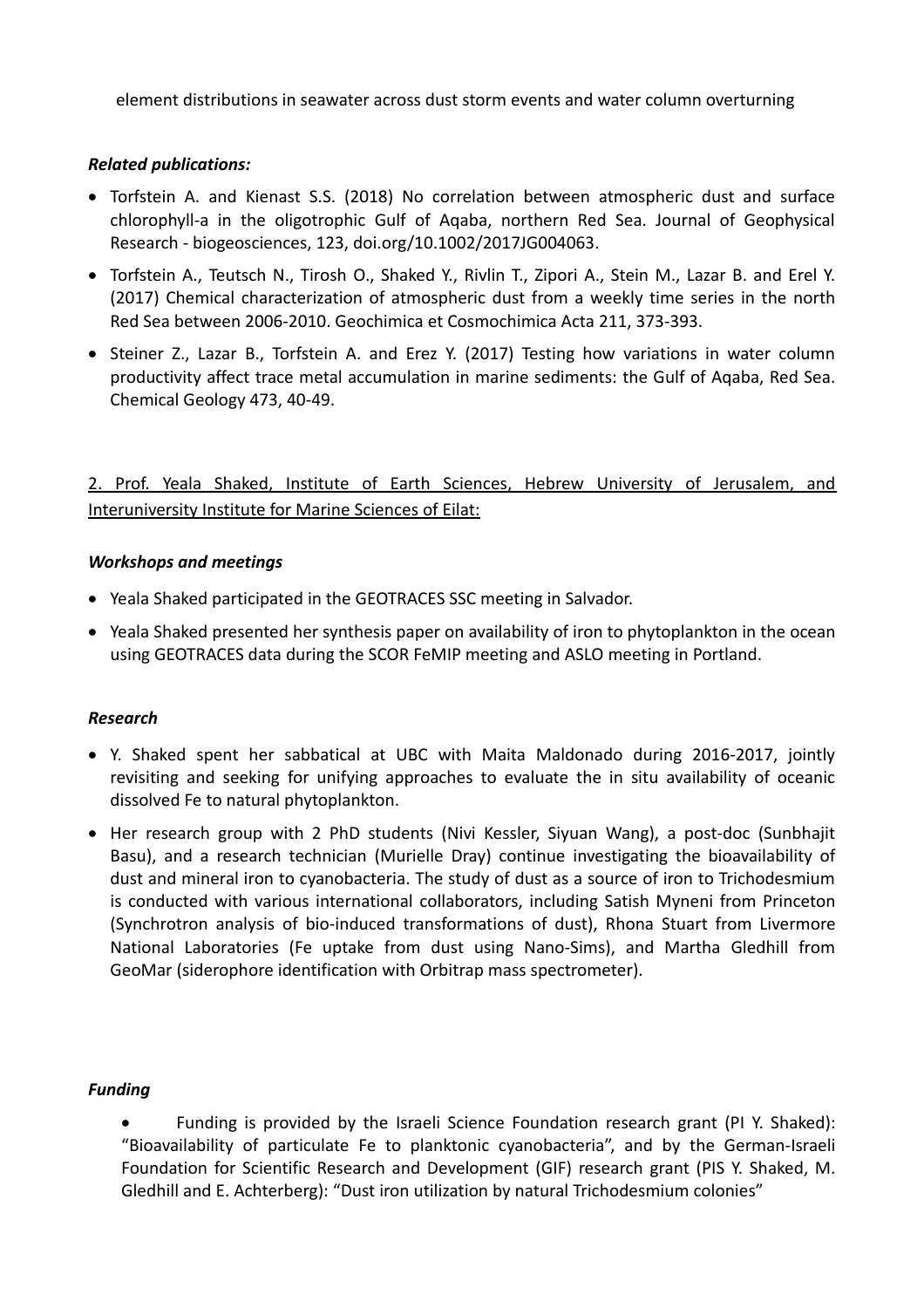element distributions in seawater across dust storm events and water column overturning

***Related publications:***

- Torfstein A. and Kienast S.S. (2018) No correlation between atmospheric dust and surface chlorophyll-a in the oligotrophic Gulf of Aqaba, northern Red Sea. Journal of Geophysical Research - biogeosciences, 123, doi.org/10.1002/2017JG004063.
- Torfstein A., Teutsch N., Tirosh O., Shaked Y., Rivlin T., Zipori A., Stein M., Lazar B. and Erel Y. (2017) Chemical characterization of atmospheric dust from a weekly time series in the north Red Sea between 2006-2010. Geochimica et Cosmochimica Acta 211, 373-393.
- Steiner Z., Lazar B., Torfstein A. and Erez Y. (2017) Testing how variations in water column productivity affect trace metal accumulation in marine sediments: the Gulf of Aqaba, Red Sea. Chemical Geology 473, 40-49.

<u>2. Prof. Yeala Shaked, Institute of Earth Sciences, Hebrew University of Jerusalem, and Interuniversity Institute for Marine Sciences of Eilat:</u>

***Workshops and meetings***

- Yeala Shaked participated in the GEOTRACES SSC meeting in Salvador.
- Yeala Shaked presented her synthesis paper on availability of iron to phytoplankton in the ocean using GEOTRACES data during the SCOR FeMIP meeting and ASLO meeting in Portland.

***Research***

- Y. Shaked spent her sabbatical at UBC with Maita Maldonado during 2016-2017, jointly revisiting and seeking for unifying approaches to evaluate the in situ availability of oceanic dissolved Fe to natural phytoplankton.
- Her research group with 2 PhD students (Nivi Kessler, Siyuan Wang), a post-doc (Sunbhajit Basu), and a research technician (Murielle Dray) continue investigating the bioavailability of dust and mineral iron to cyanobacteria. The study of dust as a source of iron to Trichodesmium is conducted with various international collaborators, including Satish Myneni from Princeton (Synchrotron analysis of bio-induced transformations of dust), Rhona Stuart from Livermore National Laboratories (Fe uptake from dust using Nano-Sims), and Martha Gledhill from GeoMar (siderophore identification with Orbitrap mass spectrometer).

***Funding***

- Funding is provided by the Israeli Science Foundation research grant (PI Y. Shaked): "Bioavailability of particulate Fe to planktonic cyanobacteria", and by the German-Israeli Foundation for Scientific Research and Development (GIF) research grant (PIS Y. Shaked, M. Gledhill and E. Achterberg): "Dust iron utilization by natural Trichodesmium colonies"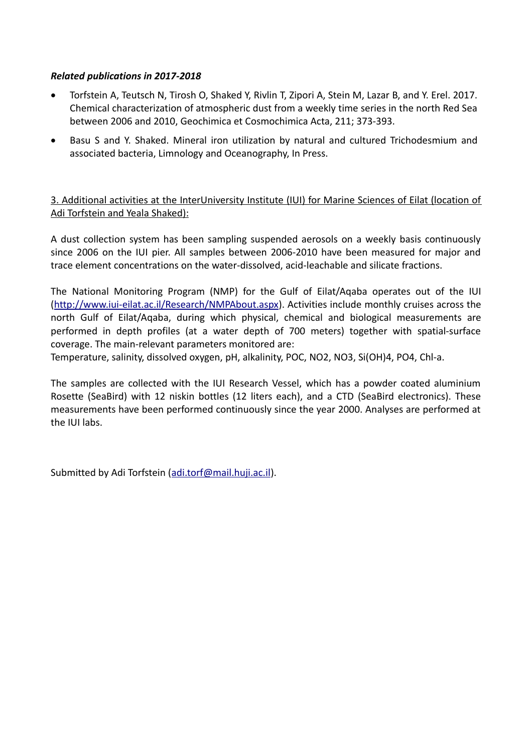***Related publications in 2017-2018***

- Torfstein A, Teutsch N, Tirosh O, Shaked Y, Rivlin T, Zipori A, Stein M, Lazar B, and Y. Erel. 2017. Chemical characterization of atmospheric dust from a weekly time series in the north Red Sea between 2006 and 2010, Geochimica et Cosmochimica Acta, 211; 373-393.
- Basu S and Y. Shaked. Mineral iron utilization by natural and cultured Trichodesmium and associated bacteria, Limnology and Oceanography, In Press.

3. Additional activities at the InterUniversity Institute (IUI) for Marine Sciences of Eilat (location of Adi Torfstein and Yeala Shaked):

A dust collection system has been sampling suspended aerosols on a weekly basis continuously since 2006 on the IUI pier. All samples between 2006-2010 have been measured for major and trace element concentrations on the water-dissolved, acid-leachable and silicate fractions.

The National Monitoring Program (NMP) for the Gulf of Eilat/Aqaba operates out of the IUI (http://www.iui-eilat.ac.il/Research/NMPAbout.aspx). Activities include monthly cruises across the north Gulf of Eilat/Aqaba, during which physical, chemical and biological measurements are performed in depth profiles (at a water depth of 700 meters) together with spatial-surface coverage. The main-relevant parameters monitored are:
Temperature, salinity, dissolved oxygen, pH, alkalinity, POC, $NO_2$, $NO_3$, $Si(OH)_4$, $PO_4$, Chl-a.

The samples are collected with the IUI Research Vessel, which has a powder coated aluminium Rosette (SeaBird) with 12 niskin bottles (12 liters each), and a CTD (SeaBird electronics). These measurements have been performed continuously since the year 2000. Analyses are performed at the IUI labs.

Submitted by Adi Torfstein (adi.torf@mail.huji.ac.il).